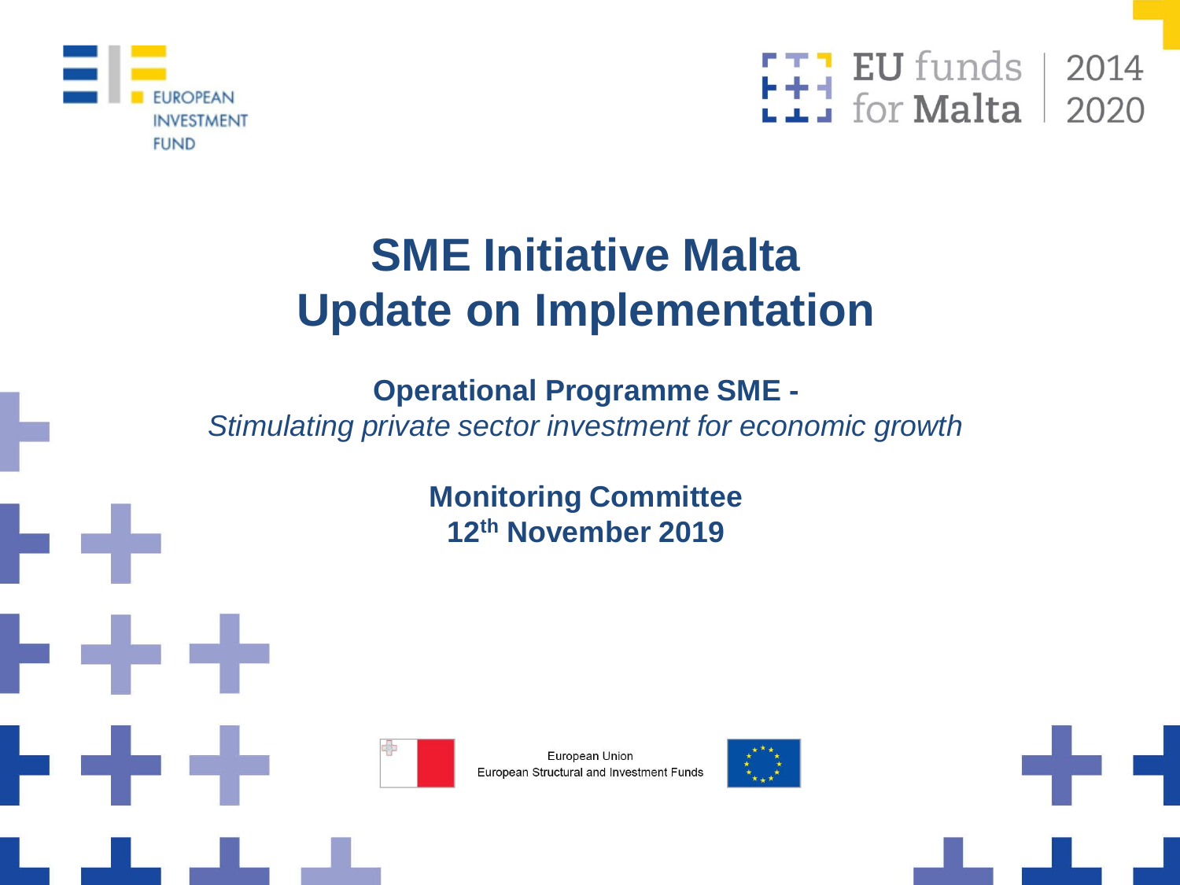EUROPEAN INVESTMENT FUND

EU funds for Malta 2014 2020

# SME Initiative Malta
# Update on Implementation

**Operational Programme SME -**
*Stimulating private sector investment for economic growth*

**Monitoring Committee**
**12th November 2019**

European Union
European Structural and Investment Funds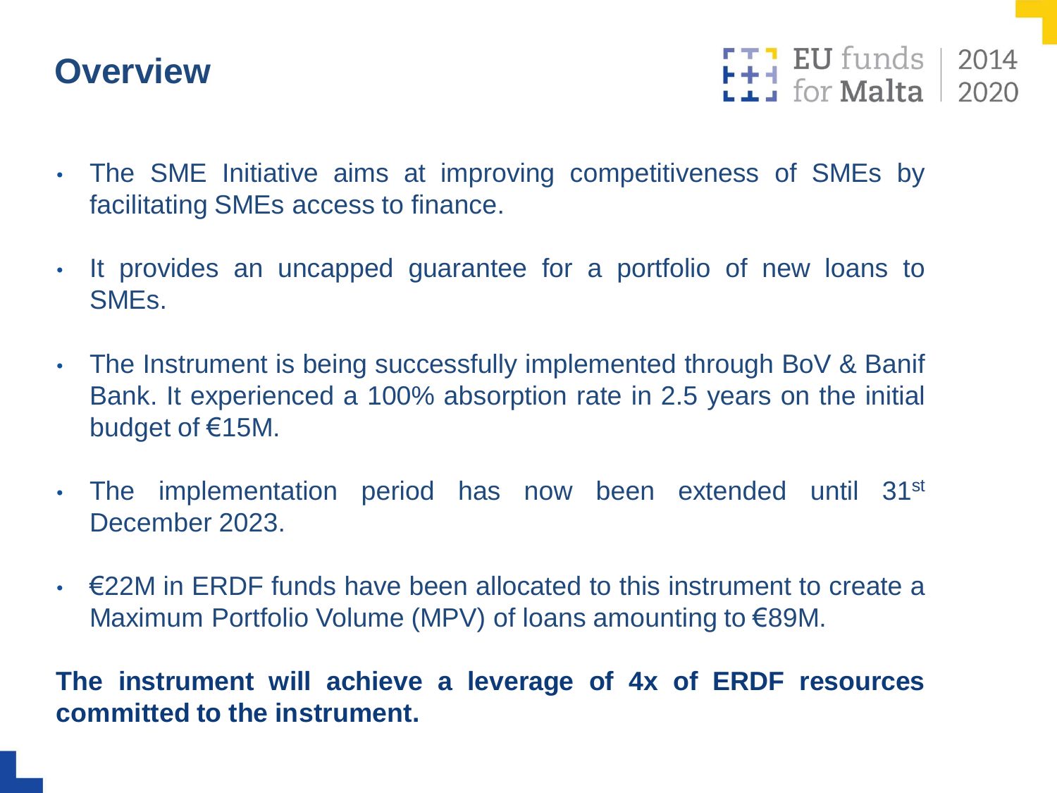# Overview

- The SME Initiative aims at improving competitiveness of SMEs by facilitating SMEs access to finance.
- It provides an uncapped guarantee for a portfolio of new loans to SMEs.
- The Instrument is being successfully implemented through BoV & Banif Bank. It experienced a 100% absorption rate in 2.5 years on the initial budget of €15M.
- The implementation period has now been extended until 31st December 2023.
- €22M in ERDF funds have been allocated to this instrument to create a Maximum Portfolio Volume (MPV) of loans amounting to €89M.

**The instrument will achieve a leverage of 4x of ERDF resources committed to the instrument.**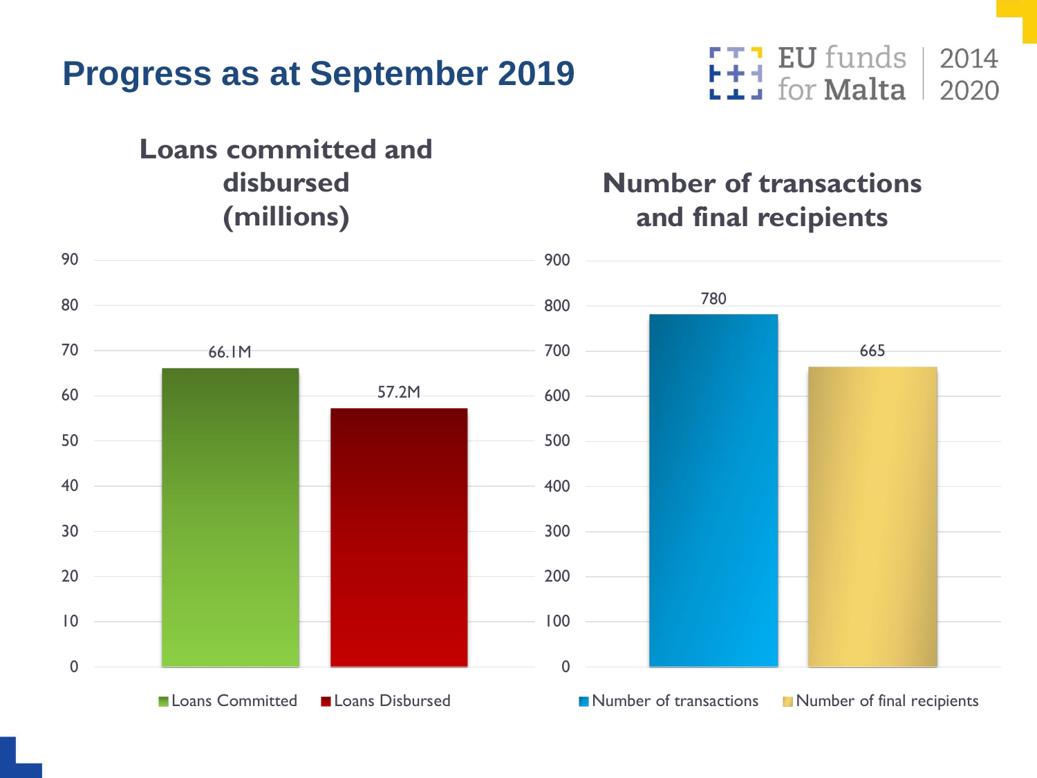# Progress as at September 2019

## Loans committed and disbursed (millions)

| | Value |
|---|---|
| Loans Committed | 66.1M |
| Loans Disbursed | 57.2M |

## Number of transactions and final recipients

| | Value |
|---|---|
| Number of transactions | 780 |
| Number of final recipients | 665 |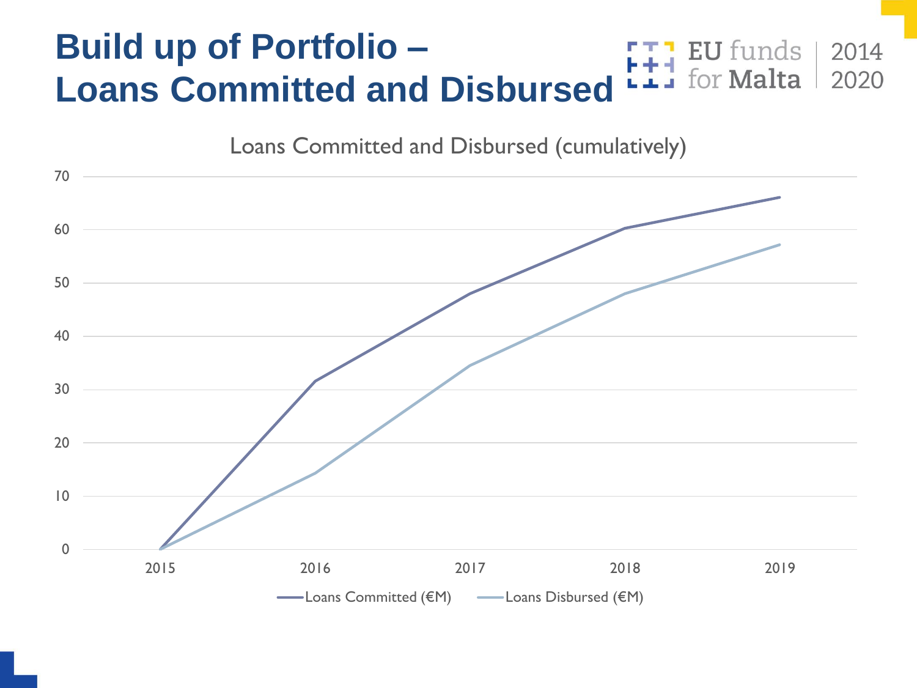# Build up of Portfolio – Loans Committed and Disbursed

Loans Committed and Disbursed (cumulatively)

70
60
50
40
30
20
10
0

2015 2016 2017 2018 2019

Loans Committed (€M) Loans Disbursed (€M)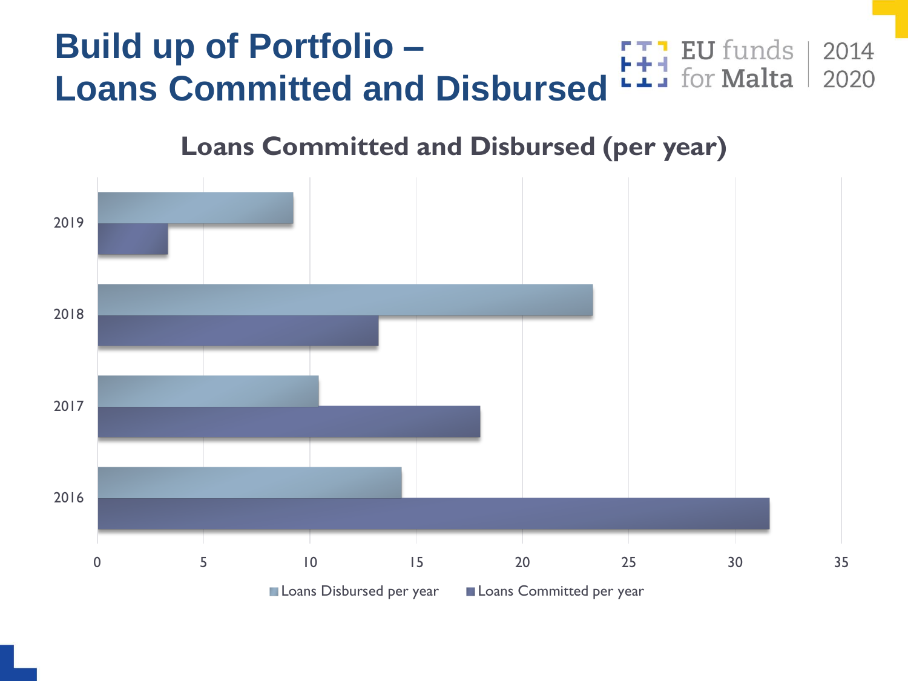# Build up of Portfolio – Loans Committed and Disbursed

EU funds for Malta 2014 2020

## Loans Committed and Disbursed (per year)

| Year | Loans Disbursed per year | Loans Committed per year |
|---|---|---|
| 2019 | ~9.2 | ~3.3 |
| 2018 | ~23.3 | ~13.2 |
| 2017 | ~10.4 | ~18 |
| 2016 | ~14.3 | ~31.6 |

Axis: 0, 5, 10, 15, 20, 25, 30, 35

Legend: Loans Disbursed per year, Loans Committed per year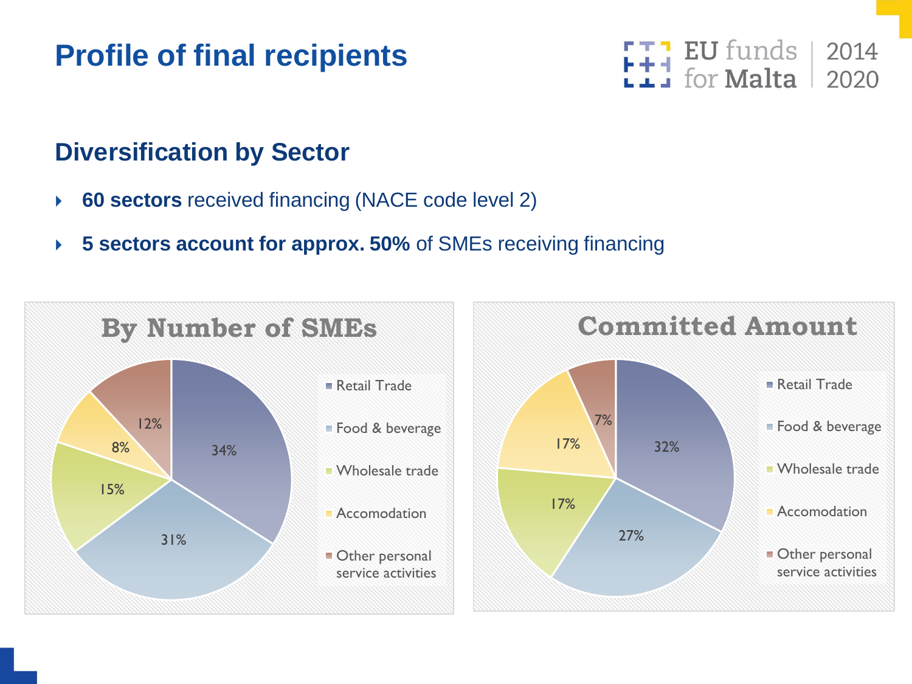# Profile of final recipients

## Diversification by Sector

- **60 sectors** received financing (NACE code level 2)
- **5 sectors account for approx. 50%** of SMEs receiving financing

### By Number of SMEs

| Sector | Share |
| --- | --- |
| Retail Trade | 34% |
| Food & beverage | 31% |
| Wholesale trade | 15% |
| Accomodation | 8% |
| Other personal service activities | 12% |

### Committed Amount

| Sector | Share |
| --- | --- |
| Retail Trade | 32% |
| Food & beverage | 27% |
| Wholesale trade | 17% |
| Accomodation | 17% |
| Other personal service activities | 7% |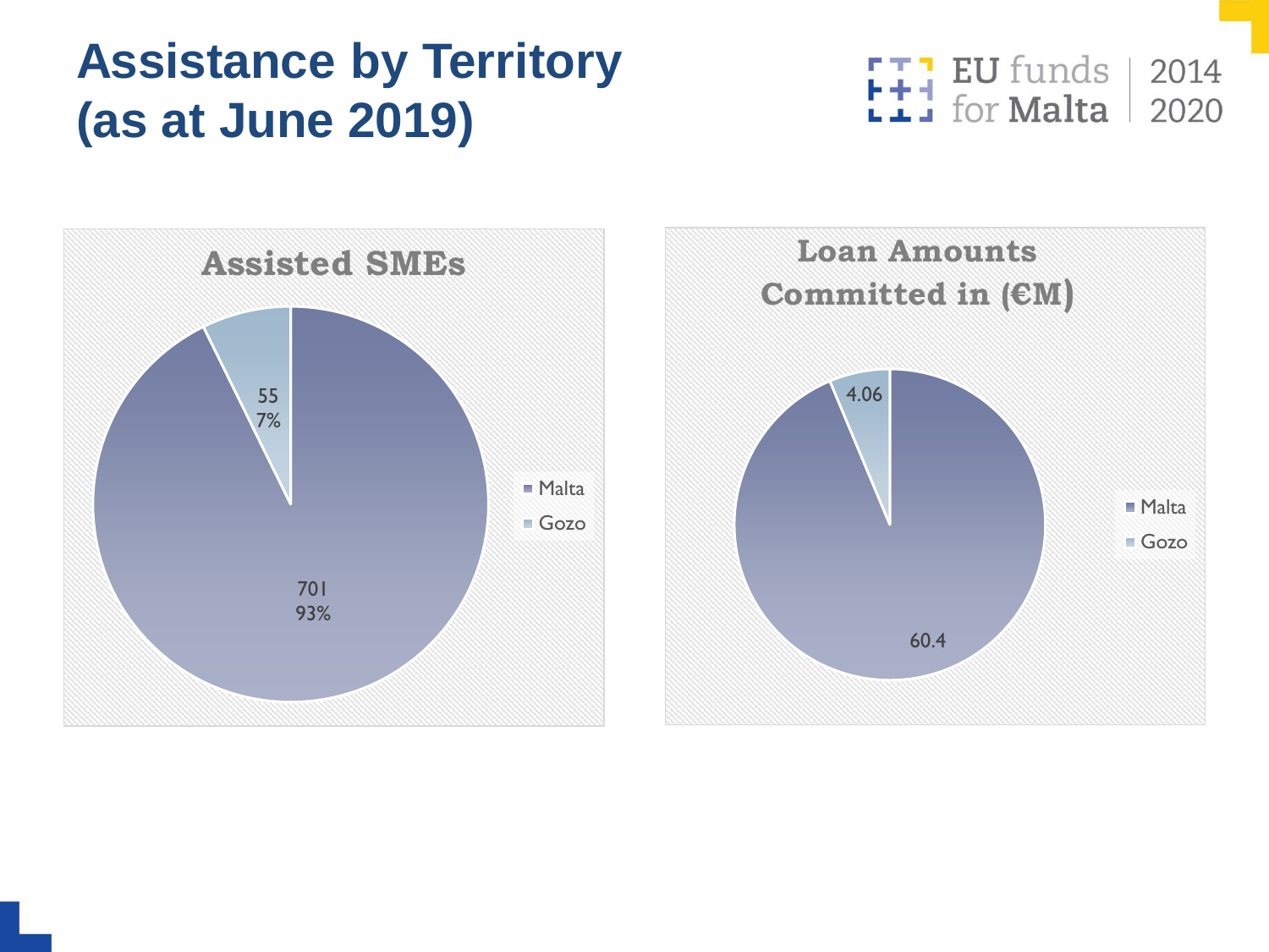# Assistance by Territory (as at June 2019)

EU funds for Malta 2014 2020

## Assisted SMEs

| Territory | Assisted SMEs | Share |
|---|---|---|
| Malta | 701 | 93% |
| Gozo | 55 | 7% |

## Loan Amounts Committed in (€M)

| Territory | Loan Amounts Committed (€M) |
|---|---|
| Malta | 60.4 |
| Gozo | 4.06 |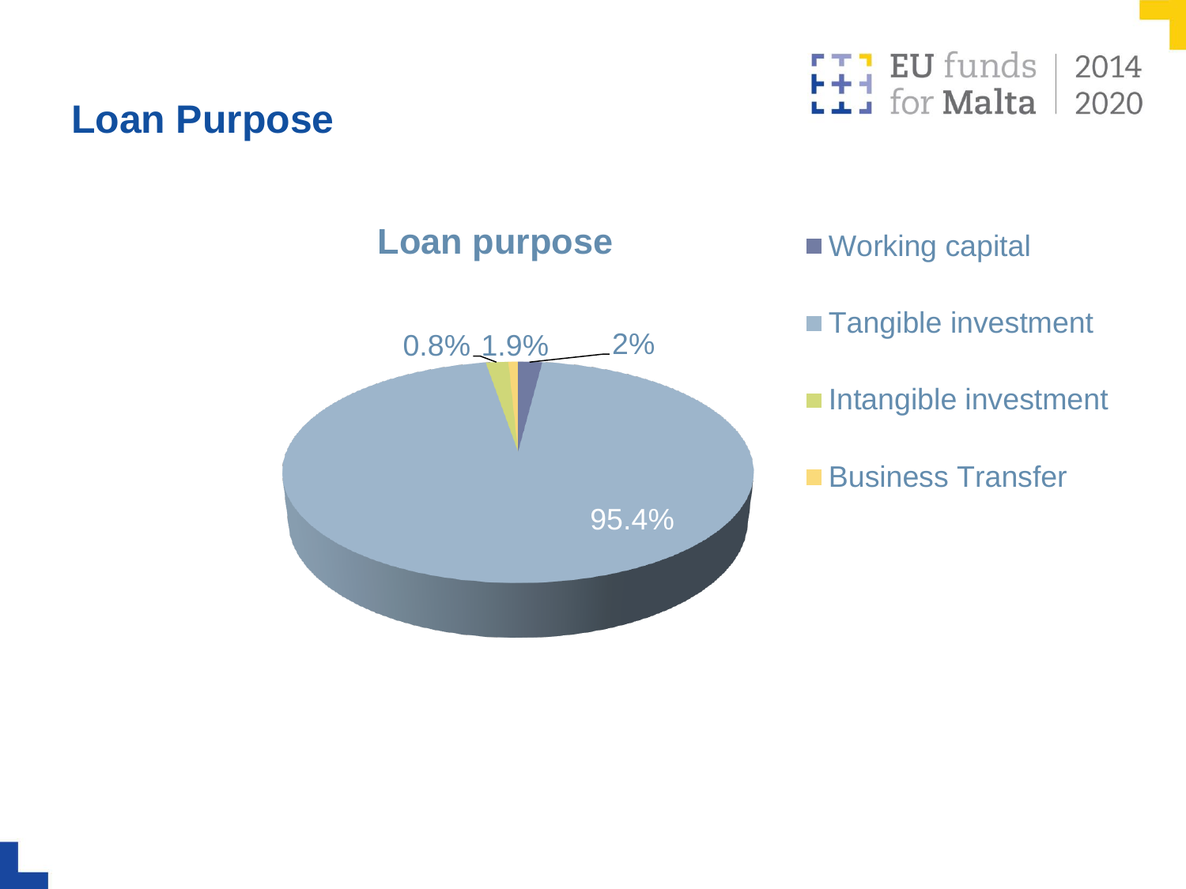# Loan Purpose

**Loan purpose**

| Loan purpose | Share |
| --- | --- |
| Working capital | 2% |
| Tangible investment | 95.4% |
| Intangible investment | 1.9% |
| Business Transfer | 0.8% |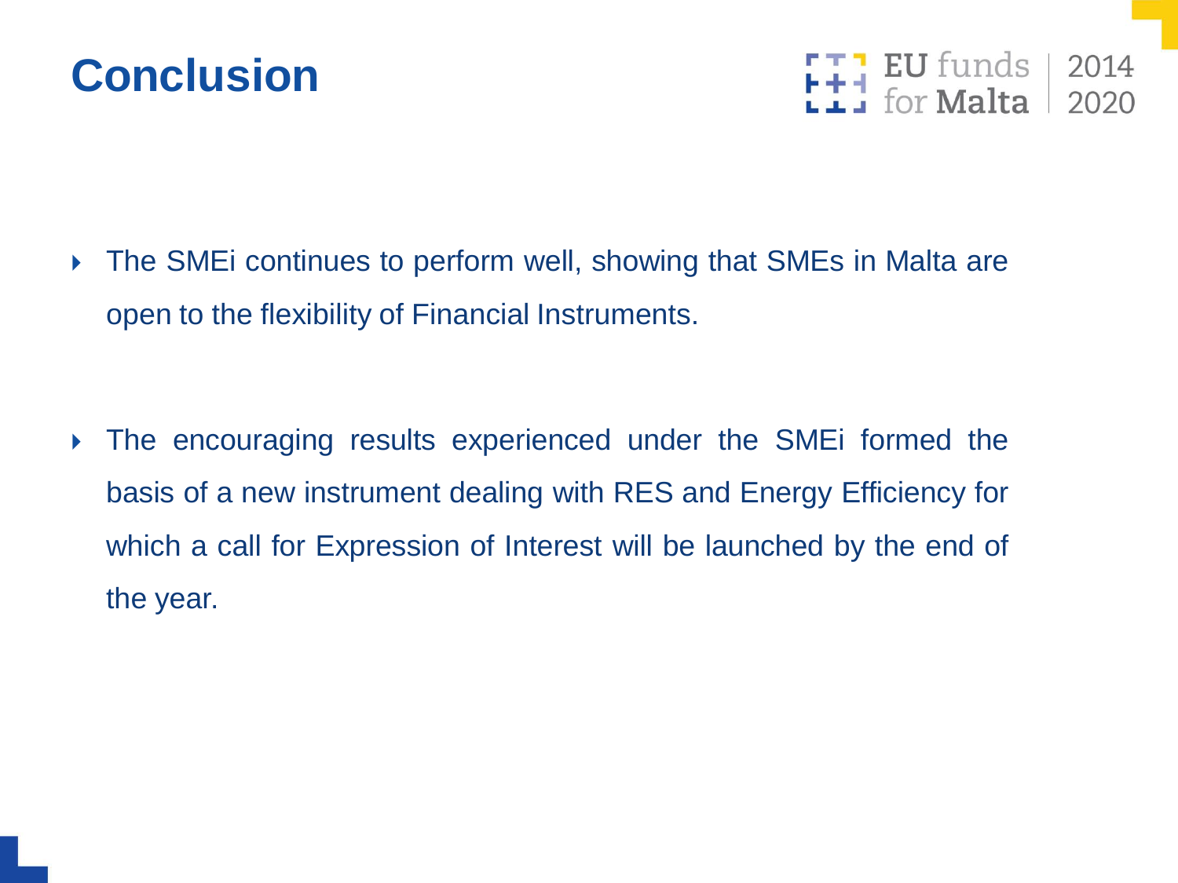# Conclusion

- The SMEi continues to perform well, showing that SMEs in Malta are open to the flexibility of Financial Instruments.

- The encouraging results experienced under the SMEi formed the basis of a new instrument dealing with RES and Energy Efficiency for which a call for Expression of Interest will be launched by the end of the year.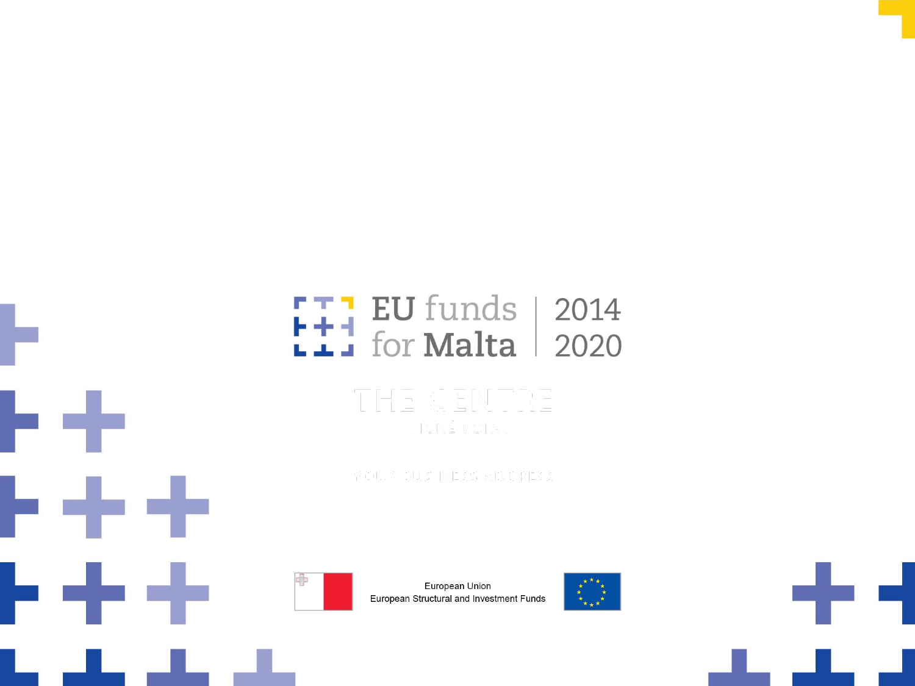EU funds for Malta | 2014 2020

THE CENTRE

HERE FOLK

YOUR BUSINESS ADDRESS

European Union
European Structural and Investment Funds